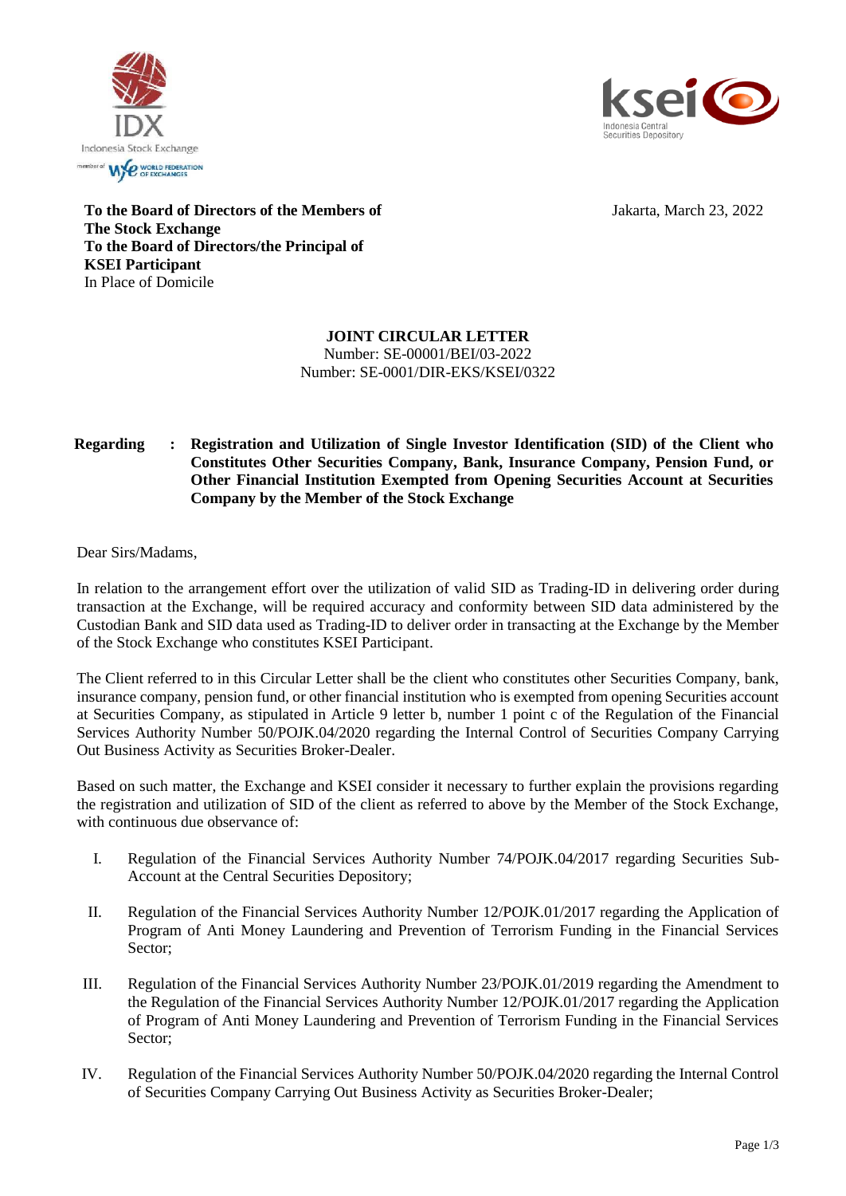**To the Board of Directors of the Members of**
**The Stock Exchange**
**To the Board of Directors/the Principal of**
**KSEI Participant**
In Place of Domicile

Jakarta, March 23, 2022

**JOINT CIRCULAR LETTER**
Number: SE-00001/BEI/03-2022
Number: SE-0001/DIR-EKS/KSEI/0322

**Regarding : Registration and Utilization of Single Investor Identification (SID) of the Client who Constitutes Other Securities Company, Bank, Insurance Company, Pension Fund, or Other Financial Institution Exempted from Opening Securities Account at Securities Company by the Member of the Stock Exchange**

Dear Sirs/Madams,

In relation to the arrangement effort over the utilization of valid SID as Trading-ID in delivering order during transaction at the Exchange, will be required accuracy and conformity between SID data administered by the Custodian Bank and SID data used as Trading-ID to deliver order in transacting at the Exchange by the Member of the Stock Exchange who constitutes KSEI Participant.

The Client referred to in this Circular Letter shall be the client who constitutes other Securities Company, bank, insurance company, pension fund, or other financial institution who is exempted from opening Securities account at Securities Company, as stipulated in Article 9 letter b, number 1 point c of the Regulation of the Financial Services Authority Number 50/POJK.04/2020 regarding the Internal Control of Securities Company Carrying Out Business Activity as Securities Broker-Dealer.

Based on such matter, the Exchange and KSEI consider it necessary to further explain the provisions regarding the registration and utilization of SID of the client as referred to above by the Member of the Stock Exchange, with continuous due observance of:

I. Regulation of the Financial Services Authority Number 74/POJK.04/2017 regarding Securities Sub-Account at the Central Securities Depository;

II. Regulation of the Financial Services Authority Number 12/POJK.01/2017 regarding the Application of Program of Anti Money Laundering and Prevention of Terrorism Funding in the Financial Services Sector;

III. Regulation of the Financial Services Authority Number 23/POJK.01/2019 regarding the Amendment to the Regulation of the Financial Services Authority Number 12/POJK.01/2017 regarding the Application of Program of Anti Money Laundering and Prevention of Terrorism Funding in the Financial Services Sector;

IV. Regulation of the Financial Services Authority Number 50/POJK.04/2020 regarding the Internal Control of Securities Company Carrying Out Business Activity as Securities Broker-Dealer;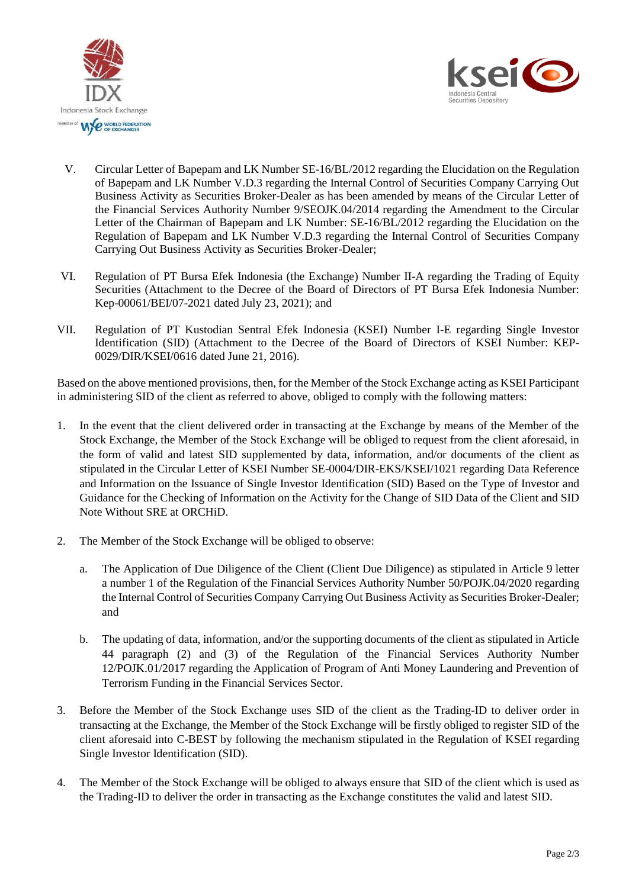V. Circular Letter of Bapepam and LK Number SE-16/BL/2012 regarding the Elucidation on the Regulation of Bapepam and LK Number V.D.3 regarding the Internal Control of Securities Company Carrying Out Business Activity as Securities Broker-Dealer as has been amended by means of the Circular Letter of the Financial Services Authority Number 9/SEOJK.04/2014 regarding the Amendment to the Circular Letter of the Chairman of Bapepam and LK Number: SE-16/BL/2012 regarding the Elucidation on the Regulation of Bapepam and LK Number V.D.3 regarding the Internal Control of Securities Company Carrying Out Business Activity as Securities Broker-Dealer;

VI. Regulation of PT Bursa Efek Indonesia (the Exchange) Number II-A regarding the Trading of Equity Securities (Attachment to the Decree of the Board of Directors of PT Bursa Efek Indonesia Number: Kep-00061/BEI/07-2021 dated July 23, 2021); and

VII. Regulation of PT Kustodian Sentral Efek Indonesia (KSEI) Number I-E regarding Single Investor Identification (SID) (Attachment to the Decree of the Board of Directors of KSEI Number: KEP-0029/DIR/KSEI/0616 dated June 21, 2016).

Based on the above mentioned provisions, then, for the Member of the Stock Exchange acting as KSEI Participant in administering SID of the client as referred to above, obliged to comply with the following matters:

1. In the event that the client delivered order in transacting at the Exchange by means of the Member of the Stock Exchange, the Member of the Stock Exchange will be obliged to request from the client aforesaid, in the form of valid and latest SID supplemented by data, information, and/or documents of the client as stipulated in the Circular Letter of KSEI Number SE-0004/DIR-EKS/KSEI/1021 regarding Data Reference and Information on the Issuance of Single Investor Identification (SID) Based on the Type of Investor and Guidance for the Checking of Information on the Activity for the Change of SID Data of the Client and SID Note Without SRE at ORCHiD.

2. The Member of the Stock Exchange will be obliged to observe:

   a. The Application of Due Diligence of the Client (Client Due Diligence) as stipulated in Article 9 letter a number 1 of the Regulation of the Financial Services Authority Number 50/POJK.04/2020 regarding the Internal Control of Securities Company Carrying Out Business Activity as Securities Broker-Dealer; and

   b. The updating of data, information, and/or the supporting documents of the client as stipulated in Article 44 paragraph (2) and (3) of the Regulation of the Financial Services Authority Number 12/POJK.01/2017 regarding the Application of Program of Anti Money Laundering and Prevention of Terrorism Funding in the Financial Services Sector.

3. Before the Member of the Stock Exchange uses SID of the client as the Trading-ID to deliver order in transacting at the Exchange, the Member of the Stock Exchange will be firstly obliged to register SID of the client aforesaid into C-BEST by following the mechanism stipulated in the Regulation of KSEI regarding Single Investor Identification (SID).

4. The Member of the Stock Exchange will be obliged to always ensure that SID of the client which is used as the Trading-ID to deliver the order in transacting as the Exchange constitutes the valid and latest SID.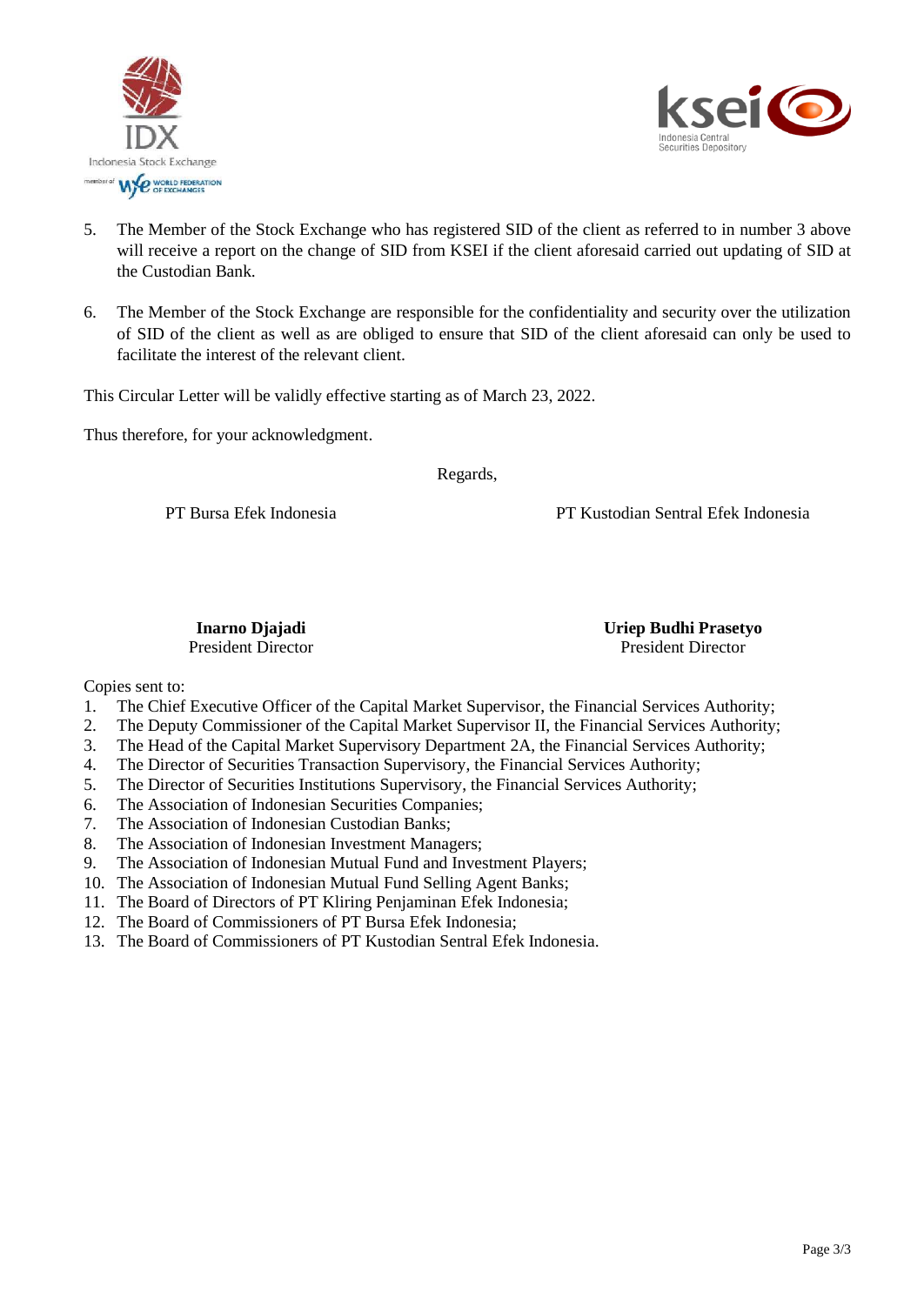5. The Member of the Stock Exchange who has registered SID of the client as referred to in number 3 above will receive a report on the change of SID from KSEI if the client aforesaid carried out updating of SID at the Custodian Bank.

6. The Member of the Stock Exchange are responsible for the confidentiality and security over the utilization of SID of the client as well as are obliged to ensure that SID of the client aforesaid can only be used to facilitate the interest of the relevant client.

This Circular Letter will be validly effective starting as of March 23, 2022.

Thus therefore, for your acknowledgment.

Regards,

| | |
|---|---|
| PT Bursa Efek Indonesia | PT Kustodian Sentral Efek Indonesia |
| **Inarno Djajadi** | **Uriep Budhi Prasetyo** |
| President Director | President Director |

Copies sent to:

1. The Chief Executive Officer of the Capital Market Supervisor, the Financial Services Authority;
2. The Deputy Commissioner of the Capital Market Supervisor II, the Financial Services Authority;
3. The Head of the Capital Market Supervisory Department 2A, the Financial Services Authority;
4. The Director of Securities Transaction Supervisory, the Financial Services Authority;
5. The Director of Securities Institutions Supervisory, the Financial Services Authority;
6. The Association of Indonesian Securities Companies;
7. The Association of Indonesian Custodian Banks;
8. The Association of Indonesian Investment Managers;
9. The Association of Indonesian Mutual Fund and Investment Players;
10. The Association of Indonesian Mutual Fund Selling Agent Banks;
11. The Board of Directors of PT Kliring Penjaminan Efek Indonesia;
12. The Board of Commissioners of PT Bursa Efek Indonesia;
13. The Board of Commissioners of PT Kustodian Sentral Efek Indonesia.